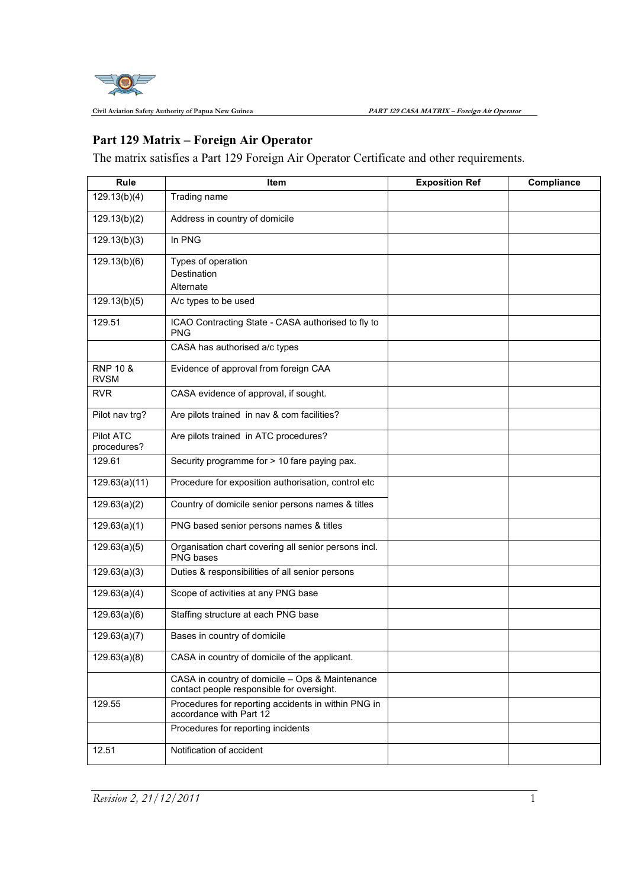# Part 129 Matrix – Foreign Air Operator

The matrix satisfies a Part 129 Foreign Air Operator Certificate and other requirements.

| Rule | Item | Exposition Ref | Compliance |
|---|---|---|---|
| 129.13(b)(4) | Trading name | | |
| 129.13(b)(2) | Address in country of domicile | | |
| 129.13(b)(3) | In PNG | | |
| 129.13(b)(6) | Types of operation<br>Destination<br>Alternate | | |
| 129.13(b)(5) | A/c types to be used | | |
| 129.51 | ICAO Contracting State - CASA authorised to fly to PNG | | |
| | CASA has authorised a/c types | | |
| RNP 10 & RVSM | Evidence of approval from foreign CAA | | |
| RVR | CASA evidence of approval, if sought. | | |
| Pilot nav trg? | Are pilots trained in nav & com facilities? | | |
| Pilot ATC procedures? | Are pilots trained in ATC procedures? | | |
| 129.61 | Security programme for > 10 fare paying pax. | | |
| 129.63(a)(11) | Procedure for exposition authorisation, control etc | | |
| 129.63(a)(2) | Country of domicile senior persons names & titles | | |
| 129.63(a)(1) | PNG based senior persons names & titles | | |
| 129.63(a)(5) | Organisation chart covering all senior persons incl. PNG bases | | |
| 129.63(a)(3) | Duties & responsibilities of all senior persons | | |
| 129.63(a)(4) | Scope of activities at any PNG base | | |
| 129.63(a)(6) | Staffing structure at each PNG base | | |
| 129.63(a)(7) | Bases in country of domicile | | |
| 129.63(a)(8) | CASA in country of domicile of the applicant. | | |
| | CASA in country of domicile – Ops & Maintenance contact people responsible for oversight. | | |
| 129.55 | Procedures for reporting accidents in within PNG in accordance with Part 12 | | |
| | Procedures for reporting incidents | | |
| 12.51 | Notification of accident | | |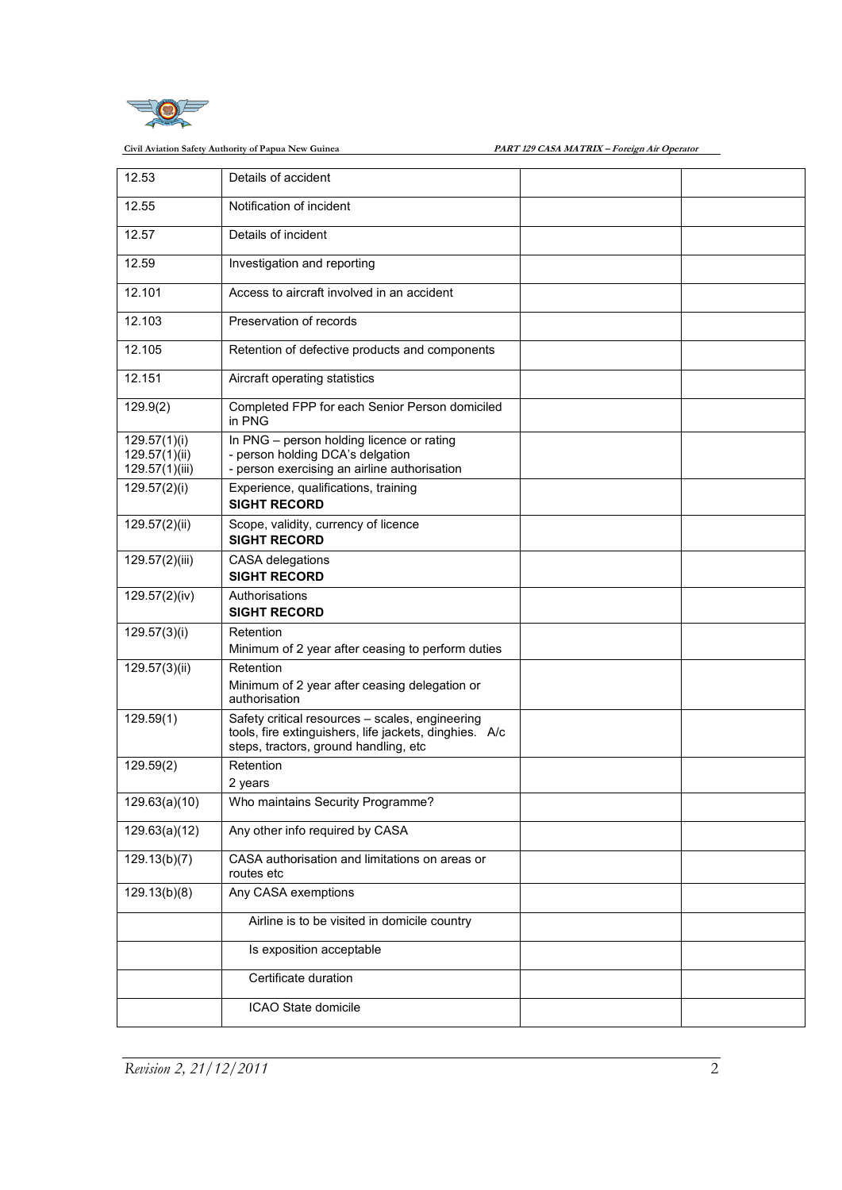| | | | |
|---|---|---|---|
| 12.53 | Details of accident | | |
| 12.55 | Notification of incident | | |
| 12.57 | Details of incident | | |
| 12.59 | Investigation and reporting | | |
| 12.101 | Access to aircraft involved in an accident | | |
| 12.103 | Preservation of records | | |
| 12.105 | Retention of defective products and components | | |
| 12.151 | Aircraft operating statistics | | |
| 129.9(2) | Completed FPP for each Senior Person domiciled in PNG | | |
| 129.57(1)(i)<br>129.57(1)(ii)<br>129.57(1)(iii) | In PNG – person holding licence or rating<br>- person holding DCA's delgation<br>- person exercising an airline authorisation | | |
| 129.57(2)(i) | Experience, qualifications, training<br>**SIGHT RECORD** | | |
| 129.57(2)(ii) | Scope, validity, currency of licence<br>**SIGHT RECORD** | | |
| 129.57(2)(iii) | CASA delegations<br>**SIGHT RECORD** | | |
| 129.57(2)(iv) | Authorisations<br>**SIGHT RECORD** | | |
| 129.57(3)(i) | Retention<br>Minimum of 2 year after ceasing to perform duties | | |
| 129.57(3)(ii) | Retention<br>Minimum of 2 year after ceasing delegation or authorisation | | |
| 129.59(1) | Safety critical resources – scales, engineering tools, fire extinguishers, life jackets, dinghies. A/c steps, tractors, ground handling, etc | | |
| 129.59(2) | Retention<br>2 years | | |
| 129.63(a)(10) | Who maintains Security Programme? | | |
| 129.63(a)(12) | Any other info required by CASA | | |
| 129.13(b)(7) | CASA authorisation and limitations on areas or routes etc | | |
| 129.13(b)(8) | Any CASA exemptions | | |
| | Airline is to be visited in domicile country | | |
| | Is exposition acceptable | | |
| | Certificate duration | | |
| | ICAO State domicile | | |

*Revision 2, 21/12/2011*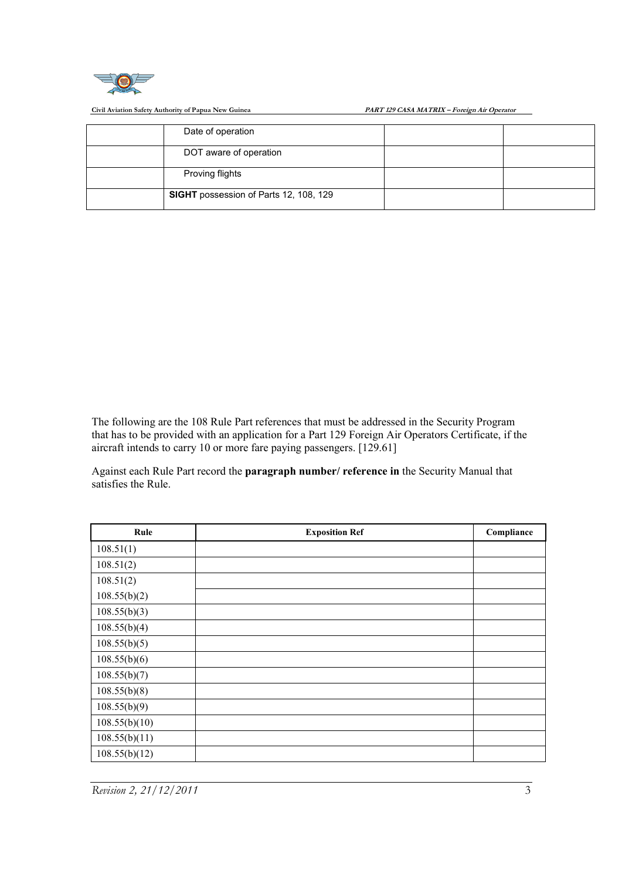| | | | |
|---|---|---|---|
| | Date of operation | | |
| | DOT aware of operation | | |
| | Proving flights | | |
| | **SIGHT** possession of Parts 12, 108, 129 | | |

The following are the 108 Rule Part references that must be addressed in the Security Program that has to be provided with an application for a Part 129 Foreign Air Operators Certificate, if the aircraft intends to carry 10 or more fare paying passengers. [129.61]

Against each Rule Part record the **paragraph number/ reference in** the Security Manual that satisfies the Rule.

| Rule | Exposition Ref | Compliance |
|---|---|---|
| 108.51(1) | | |
| 108.51(2) | | |
| 108.51(2) | | |
| 108.55(b)(2) | | |
| 108.55(b)(3) | | |
| 108.55(b)(4) | | |
| 108.55(b)(5) | | |
| 108.55(b)(6) | | |
| 108.55(b)(7) | | |
| 108.55(b)(8) | | |
| 108.55(b)(9) | | |
| 108.55(b)(10) | | |
| 108.55(b)(11) | | |
| 108.55(b)(12) | | |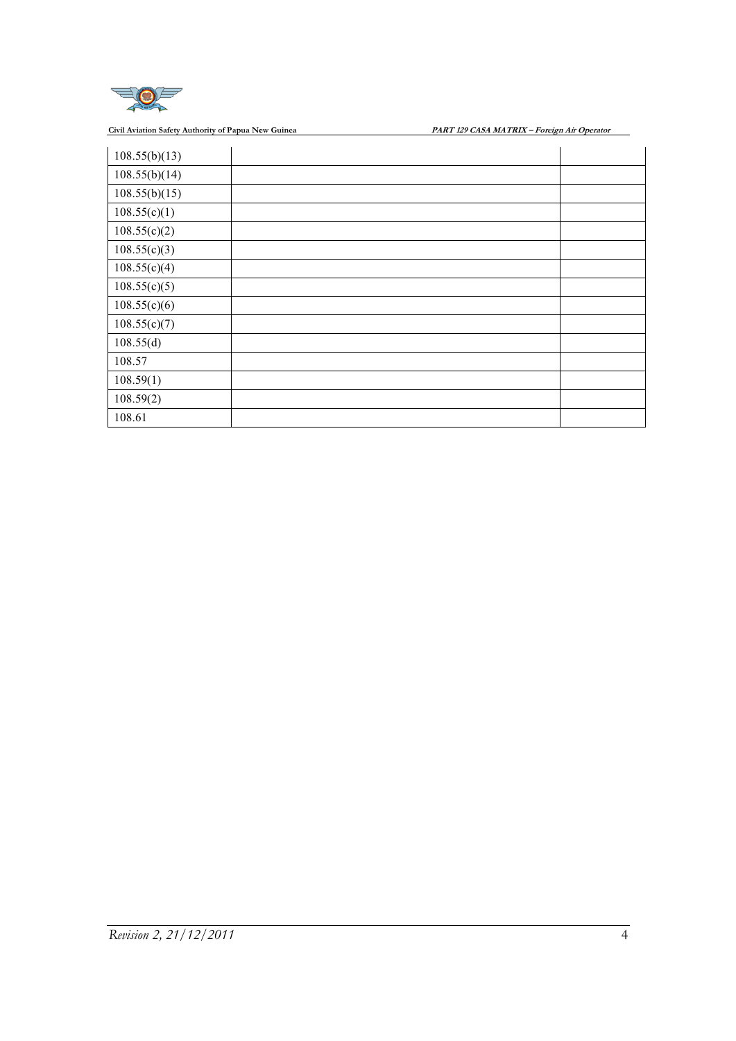| | | |
|---|---|---|
| 108.55(b)(13) | | |
| 108.55(b)(14) | | |
| 108.55(b)(15) | | |
| 108.55(c)(1) | | |
| 108.55(c)(2) | | |
| 108.55(c)(3) | | |
| 108.55(c)(4) | | |
| 108.55(c)(5) | | |
| 108.55(c)(6) | | |
| 108.55(c)(7) | | |
| 108.55(d) | | |
| 108.57 | | |
| 108.59(1) | | |
| 108.59(2) | | |
| 108.61 | | |